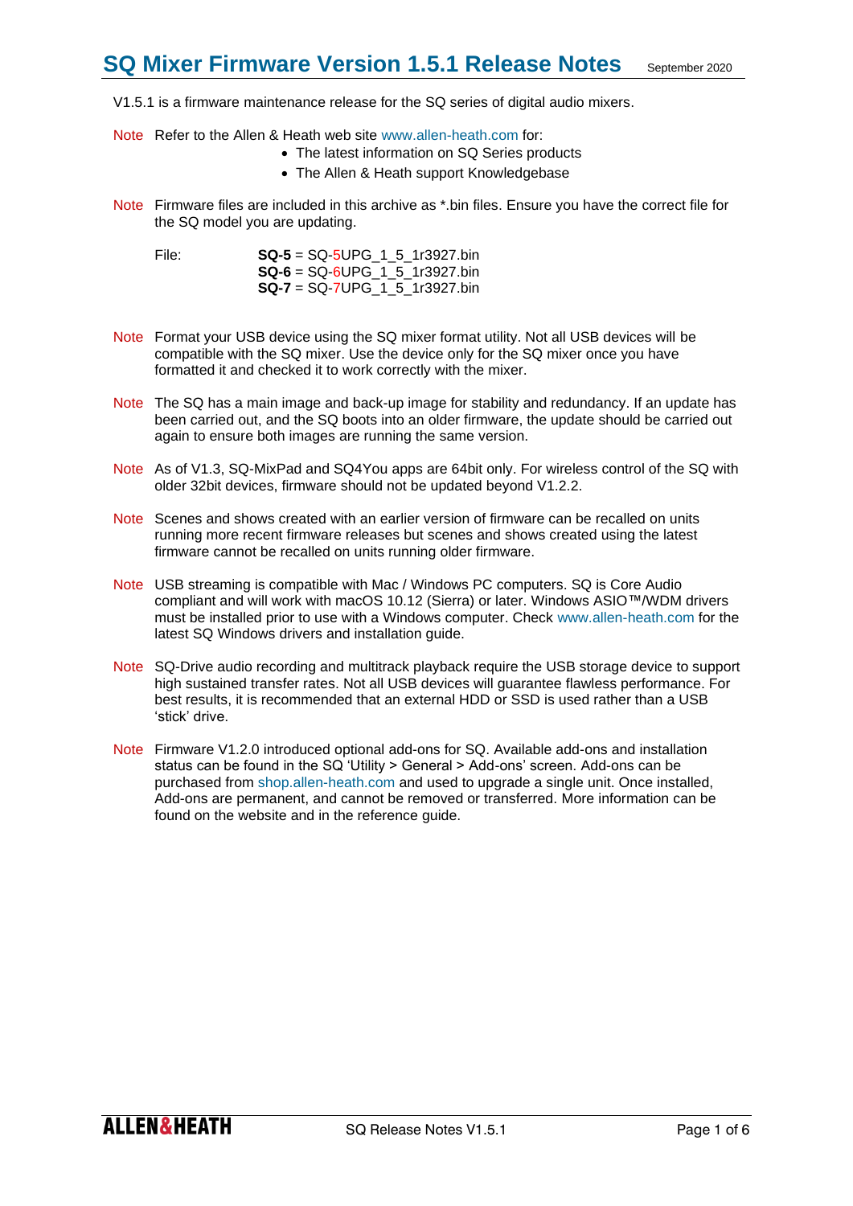# SQ Mixer Firmware Version 1.5.1 Release Notes

September 2020

V1.5.1 is a firmware maintenance release for the SQ series of digital audio mixers.

Note Refer to the Allen & Heath web site www.allen-heath.com for:

- The latest information on SQ Series products
- The Allen & Heath support Knowledgebase

Note Firmware files are included in this archive as *.bin files. Ensure you have the correct file for the SQ model you are updating.

File:
**SQ-5** = SQ-5UPG_1_5_1r3927.bin
**SQ-6** = SQ-6UPG_1_5_1r3927.bin
**SQ-7** = SQ-7UPG_1_5_1r3927.bin

Note Format your USB device using the SQ mixer format utility. Not all USB devices will be compatible with the SQ mixer. Use the device only for the SQ mixer once you have formatted it and checked it to work correctly with the mixer.

Note The SQ has a main image and back-up image for stability and redundancy. If an update has been carried out, and the SQ boots into an older firmware, the update should be carried out again to ensure both images are running the same version.

Note As of V1.3, SQ-MixPad and SQ4You apps are 64bit only. For wireless control of the SQ with older 32bit devices, firmware should not be updated beyond V1.2.2.

Note Scenes and shows created with an earlier version of firmware can be recalled on units running more recent firmware releases but scenes and shows created using the latest firmware cannot be recalled on units running older firmware.

Note USB streaming is compatible with Mac / Windows PC computers. SQ is Core Audio compliant and will work with macOS 10.12 (Sierra) or later. Windows ASIO™/WDM drivers must be installed prior to use with a Windows computer. Check www.allen-heath.com for the latest SQ Windows drivers and installation guide.

Note SQ-Drive audio recording and multitrack playback require the USB storage device to support high sustained transfer rates. Not all USB devices will guarantee flawless performance. For best results, it is recommended that an external HDD or SSD is used rather than a USB 'stick' drive.

Note Firmware V1.2.0 introduced optional add-ons for SQ. Available add-ons and installation status can be found in the SQ 'Utility > General > Add-ons' screen. Add-ons can be purchased from shop.allen-heath.com and used to upgrade a single unit. Once installed, Add-ons are permanent, and cannot be removed or transferred. More information can be found on the website and in the reference guide.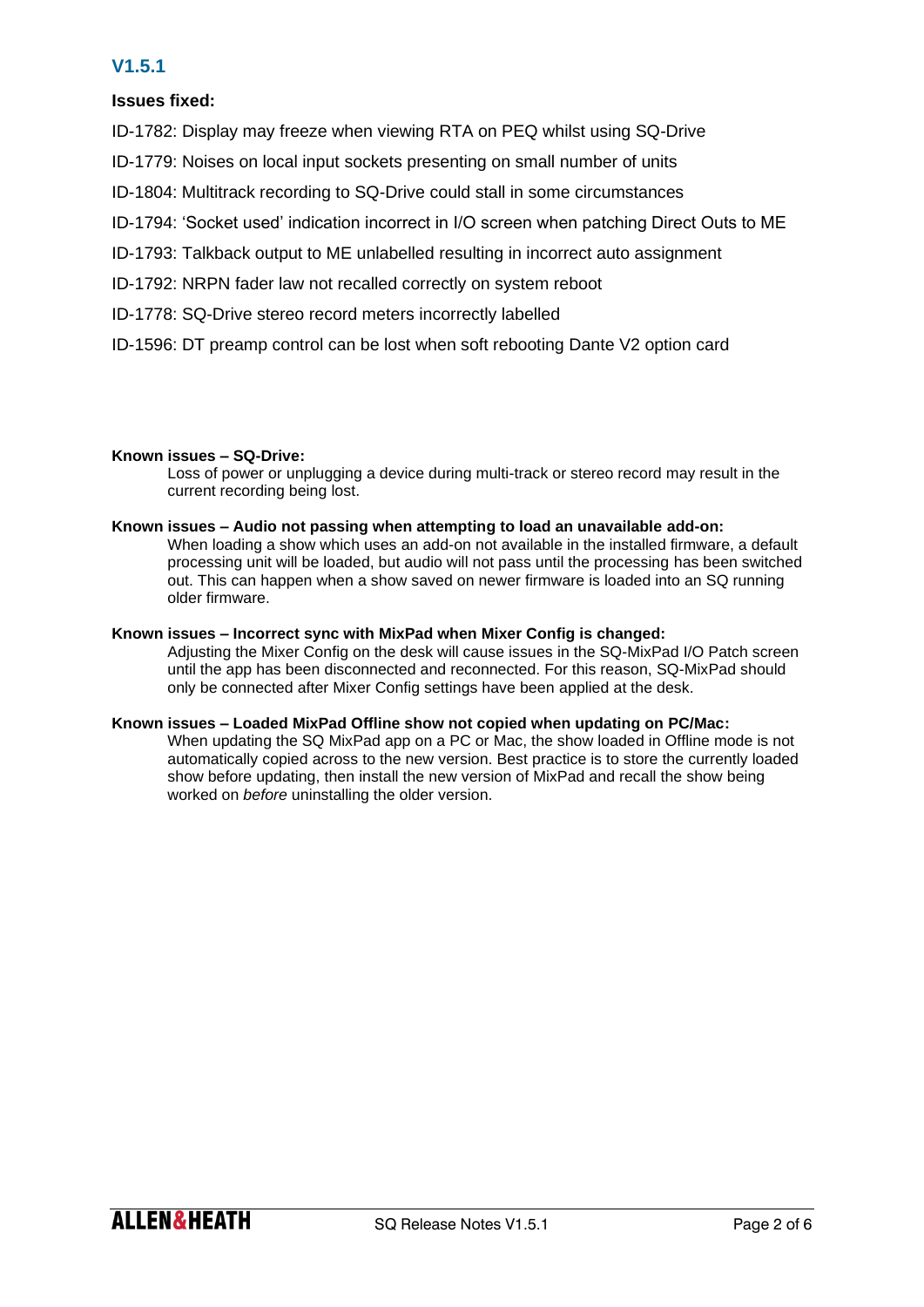## V1.5.1

**Issues fixed:**

ID-1782: Display may freeze when viewing RTA on PEQ whilst using SQ-Drive

ID-1779: Noises on local input sockets presenting on small number of units

ID-1804: Multitrack recording to SQ-Drive could stall in some circumstances

ID-1794: 'Socket used' indication incorrect in I/O screen when patching Direct Outs to ME

ID-1793: Talkback output to ME unlabelled resulting in incorrect auto assignment

ID-1792: NRPN fader law not recalled correctly on system reboot

ID-1778: SQ-Drive stereo record meters incorrectly labelled

ID-1596: DT preamp control can be lost when soft rebooting Dante V2 option card

**Known issues – SQ-Drive:**

Loss of power or unplugging a device during multi-track or stereo record may result in the current recording being lost.

**Known issues – Audio not passing when attempting to load an unavailable add-on:**

When loading a show which uses an add-on not available in the installed firmware, a default processing unit will be loaded, but audio will not pass until the processing has been switched out. This can happen when a show saved on newer firmware is loaded into an SQ running older firmware.

**Known issues – Incorrect sync with MixPad when Mixer Config is changed:**

Adjusting the Mixer Config on the desk will cause issues in the SQ-MixPad I/O Patch screen until the app has been disconnected and reconnected. For this reason, SQ-MixPad should only be connected after Mixer Config settings have been applied at the desk.

**Known issues – Loaded MixPad Offline show not copied when updating on PC/Mac:**

When updating the SQ MixPad app on a PC or Mac, the show loaded in Offline mode is not automatically copied across to the new version. Best practice is to store the currently loaded show before updating, then install the new version of MixPad and recall the show being worked on *before* uninstalling the older version.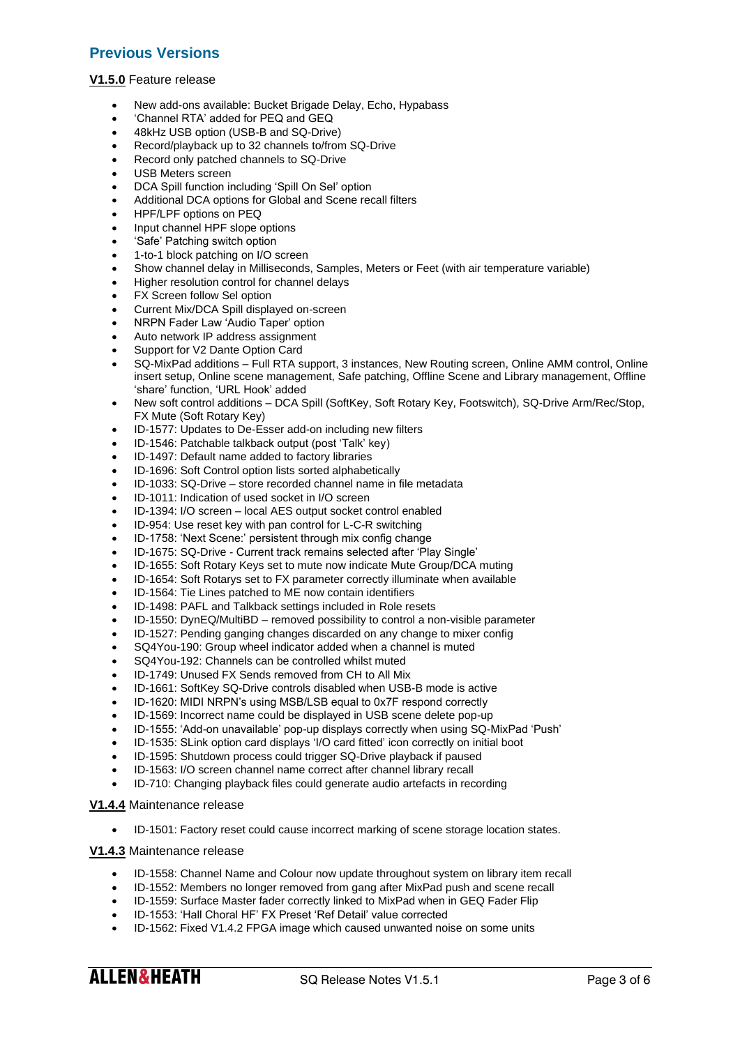## Previous Versions

**V1.5.0** Feature release

- New add-ons available: Bucket Brigade Delay, Echo, Hypabass
- 'Channel RTA' added for PEQ and GEQ
- 48kHz USB option (USB-B and SQ-Drive)
- Record/playback up to 32 channels to/from SQ-Drive
- Record only patched channels to SQ-Drive
- USB Meters screen
- DCA Spill function including 'Spill On Sel' option
- Additional DCA options for Global and Scene recall filters
- HPF/LPF options on PEQ
- Input channel HPF slope options
- 'Safe' Patching switch option
- 1-to-1 block patching on I/O screen
- Show channel delay in Milliseconds, Samples, Meters or Feet (with air temperature variable)
- Higher resolution control for channel delays
- FX Screen follow Sel option
- Current Mix/DCA Spill displayed on-screen
- NRPN Fader Law 'Audio Taper' option
- Auto network IP address assignment
- Support for V2 Dante Option Card
- SQ-MixPad additions – Full RTA support, 3 instances, New Routing screen, Online AMM control, Online insert setup, Online scene management, Safe patching, Offline Scene and Library management, Offline 'share' function, 'URL Hook' added
- New soft control additions – DCA Spill (SoftKey, Soft Rotary Key, Footswitch), SQ-Drive Arm/Rec/Stop, FX Mute (Soft Rotary Key)
- ID-1577: Updates to De-Esser add-on including new filters
- ID-1546: Patchable talkback output (post 'Talk' key)
- ID-1497: Default name added to factory libraries
- ID-1696: Soft Control option lists sorted alphabetically
- ID-1033: SQ-Drive – store recorded channel name in file metadata
- ID-1011: Indication of used socket in I/O screen
- ID-1394: I/O screen – local AES output socket control enabled
- ID-954: Use reset key with pan control for L-C-R switching
- ID-1758: 'Next Scene:' persistent through mix config change
- ID-1675: SQ-Drive - Current track remains selected after 'Play Single'
- ID-1655: Soft Rotary Keys set to mute now indicate Mute Group/DCA muting
- ID-1654: Soft Rotarys set to FX parameter correctly illuminate when available
- ID-1564: Tie Lines patched to ME now contain identifiers
- ID-1498: PAFL and Talkback settings included in Role resets
- ID-1550: DynEQ/MultiBD – removed possibility to control a non-visible parameter
- ID-1527: Pending ganging changes discarded on any change to mixer config
- SQ4You-190: Group wheel indicator added when a channel is muted
- SQ4You-192: Channels can be controlled whilst muted
- ID-1749: Unused FX Sends removed from CH to All Mix
- ID-1661: SoftKey SQ-Drive controls disabled when USB-B mode is active
- ID-1620: MIDI NRPN's using MSB/LSB equal to 0x7F respond correctly
- ID-1569: Incorrect name could be displayed in USB scene delete pop-up
- ID-1555: 'Add-on unavailable' pop-up displays correctly when using SQ-MixPad 'Push'
- ID-1535: SLink option card displays 'I/O card fitted' icon correctly on initial boot
- ID-1595: Shutdown process could trigger SQ-Drive playback if paused
- ID-1563: I/O screen channel name correct after channel library recall
- ID-710: Changing playback files could generate audio artefacts in recording

**V1.4.4** Maintenance release

- ID-1501: Factory reset could cause incorrect marking of scene storage location states.

**V1.4.3** Maintenance release

- ID-1558: Channel Name and Colour now update throughout system on library item recall
- ID-1552: Members no longer removed from gang after MixPad push and scene recall
- ID-1559: Surface Master fader correctly linked to MixPad when in GEQ Fader Flip
- ID-1553: 'Hall Choral HF' FX Preset 'Ref Detail' value corrected
- ID-1562: Fixed V1.4.2 FPGA image which caused unwanted noise on some units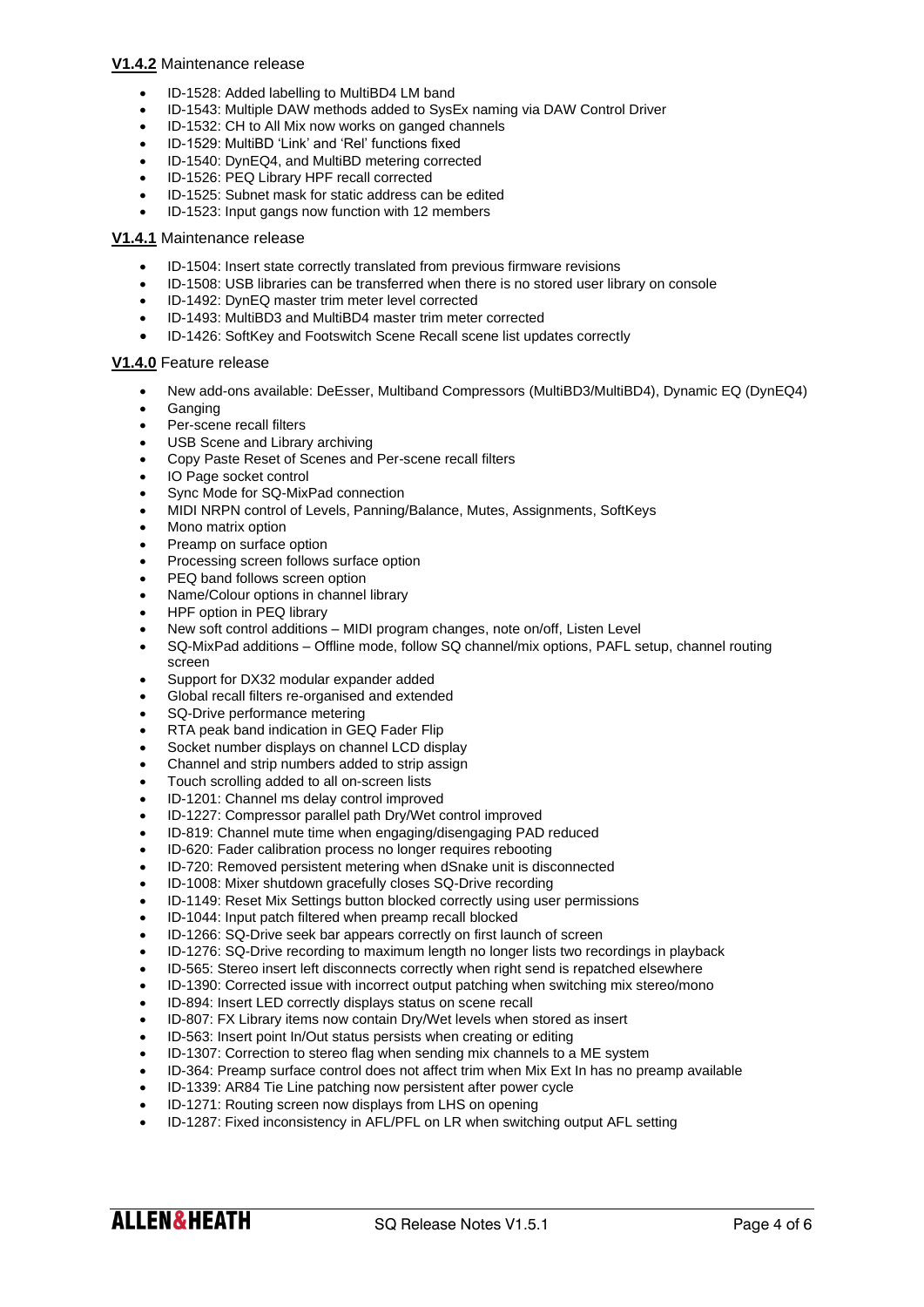**V1.4.2** Maintenance release

- ID-1528: Added labelling to MultiBD4 LM band
- ID-1543: Multiple DAW methods added to SysEx naming via DAW Control Driver
- ID-1532: CH to All Mix now works on ganged channels
- ID-1529: MultiBD 'Link' and 'Rel' functions fixed
- ID-1540: DynEQ4, and MultiBD metering corrected
- ID-1526: PEQ Library HPF recall corrected
- ID-1525: Subnet mask for static address can be edited
- ID-1523: Input gangs now function with 12 members

**V1.4.1** Maintenance release

- ID-1504: Insert state correctly translated from previous firmware revisions
- ID-1508: USB libraries can be transferred when there is no stored user library on console
- ID-1492: DynEQ master trim meter level corrected
- ID-1493: MultiBD3 and MultiBD4 master trim meter corrected
- ID-1426: SoftKey and Footswitch Scene Recall scene list updates correctly

**V1.4.0** Feature release

- New add-ons available: DeEsser, Multiband Compressors (MultiBD3/MultiBD4), Dynamic EQ (DynEQ4)
- Ganging
- Per-scene recall filters
- USB Scene and Library archiving
- Copy Paste Reset of Scenes and Per-scene recall filters
- IO Page socket control
- Sync Mode for SQ-MixPad connection
- MIDI NRPN control of Levels, Panning/Balance, Mutes, Assignments, SoftKeys
- Mono matrix option
- Preamp on surface option
- Processing screen follows surface option
- PEQ band follows screen option
- Name/Colour options in channel library
- HPF option in PEQ library
- New soft control additions – MIDI program changes, note on/off, Listen Level
- SQ-MixPad additions – Offline mode, follow SQ channel/mix options, PAFL setup, channel routing screen
- Support for DX32 modular expander added
- Global recall filters re-organised and extended
- SQ-Drive performance metering
- RTA peak band indication in GEQ Fader Flip
- Socket number displays on channel LCD display
- Channel and strip numbers added to strip assign
- Touch scrolling added to all on-screen lists
- ID-1201: Channel ms delay control improved
- ID-1227: Compressor parallel path Dry/Wet control improved
- ID-819: Channel mute time when engaging/disengaging PAD reduced
- ID-620: Fader calibration process no longer requires rebooting
- ID-720: Removed persistent metering when dSnake unit is disconnected
- ID-1008: Mixer shutdown gracefully closes SQ-Drive recording
- ID-1149: Reset Mix Settings button blocked correctly using user permissions
- ID-1044: Input patch filtered when preamp recall blocked
- ID-1266: SQ-Drive seek bar appears correctly on first launch of screen
- ID-1276: SQ-Drive recording to maximum length no longer lists two recordings in playback
- ID-565: Stereo insert left disconnects correctly when right send is repatched elsewhere
- ID-1390: Corrected issue with incorrect output patching when switching mix stereo/mono
- ID-894: Insert LED correctly displays status on scene recall
- ID-807: FX Library items now contain Dry/Wet levels when stored as insert
- ID-563: Insert point In/Out status persists when creating or editing
- ID-1307: Correction to stereo flag when sending mix channels to a ME system
- ID-364: Preamp surface control does not affect trim when Mix Ext In has no preamp available
- ID-1339: AR84 Tie Line patching now persistent after power cycle
- ID-1271: Routing screen now displays from LHS on opening
- ID-1287: Fixed inconsistency in AFL/PFL on LR when switching output AFL setting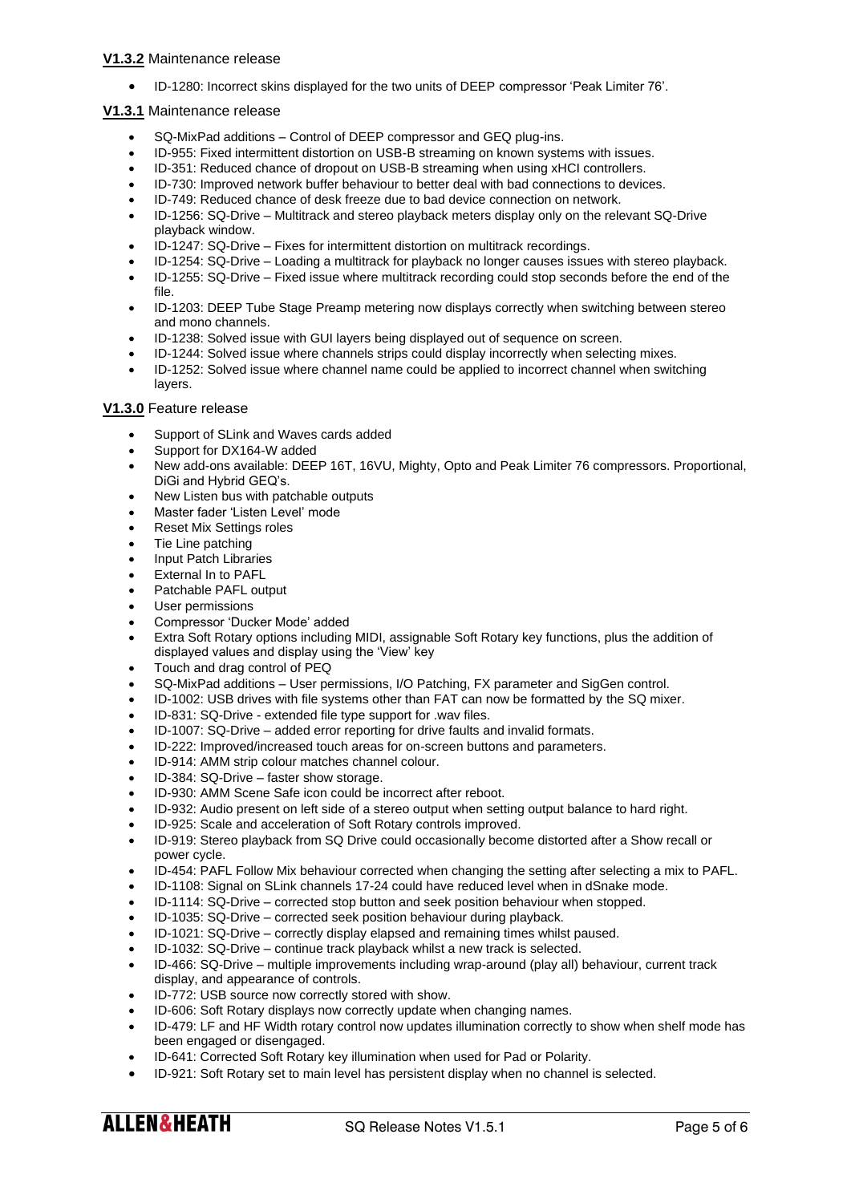**V1.3.2** Maintenance release

- ID-1280: Incorrect skins displayed for the two units of DEEP compressor 'Peak Limiter 76'.

**V1.3.1** Maintenance release

- SQ-MixPad additions – Control of DEEP compressor and GEQ plug-ins.
- ID-955: Fixed intermittent distortion on USB-B streaming on known systems with issues.
- ID-351: Reduced chance of dropout on USB-B streaming when using xHCI controllers.
- ID-730: Improved network buffer behaviour to better deal with bad connections to devices.
- ID-749: Reduced chance of desk freeze due to bad device connection on network.
- ID-1256: SQ-Drive – Multitrack and stereo playback meters display only on the relevant SQ-Drive playback window.
- ID-1247: SQ-Drive – Fixes for intermittent distortion on multitrack recordings.
- ID-1254: SQ-Drive – Loading a multitrack for playback no longer causes issues with stereo playback.
- ID-1255: SQ-Drive – Fixed issue where multitrack recording could stop seconds before the end of the file.
- ID-1203: DEEP Tube Stage Preamp metering now displays correctly when switching between stereo and mono channels.
- ID-1238: Solved issue with GUI layers being displayed out of sequence on screen.
- ID-1244: Solved issue where channels strips could display incorrectly when selecting mixes.
- ID-1252: Solved issue where channel name could be applied to incorrect channel when switching layers.

**V1.3.0** Feature release

- Support of SLink and Waves cards added
- Support for DX164-W added
- New add-ons available: DEEP 16T, 16VU, Mighty, Opto and Peak Limiter 76 compressors. Proportional, DiGi and Hybrid GEQ's.
- New Listen bus with patchable outputs
- Master fader 'Listen Level' mode
- Reset Mix Settings roles
- Tie Line patching
- Input Patch Libraries
- External In to PAFL
- Patchable PAFL output
- User permissions
- Compressor 'Ducker Mode' added
- Extra Soft Rotary options including MIDI, assignable Soft Rotary key functions, plus the addition of displayed values and display using the 'View' key
- Touch and drag control of PEQ
- SQ-MixPad additions – User permissions, I/O Patching, FX parameter and SigGen control.
- ID-1002: USB drives with file systems other than FAT can now be formatted by the SQ mixer.
- ID-831: SQ-Drive - extended file type support for .wav files.
- ID-1007: SQ-Drive – added error reporting for drive faults and invalid formats.
- ID-222: Improved/increased touch areas for on-screen buttons and parameters.
- ID-914: AMM strip colour matches channel colour.
- ID-384: SQ-Drive – faster show storage.
- ID-930: AMM Scene Safe icon could be incorrect after reboot.
- ID-932: Audio present on left side of a stereo output when setting output balance to hard right.
- ID-925: Scale and acceleration of Soft Rotary controls improved.
- ID-919: Stereo playback from SQ Drive could occasionally become distorted after a Show recall or power cycle.
- ID-454: PAFL Follow Mix behaviour corrected when changing the setting after selecting a mix to PAFL.
- ID-1108: Signal on SLink channels 17-24 could have reduced level when in dSnake mode.
- ID-1114: SQ-Drive – corrected stop button and seek position behaviour when stopped.
- ID-1035: SQ-Drive – corrected seek position behaviour during playback.
- ID-1021: SQ-Drive – correctly display elapsed and remaining times whilst paused.
- ID-1032: SQ-Drive – continue track playback whilst a new track is selected.
- ID-466: SQ-Drive – multiple improvements including wrap-around (play all) behaviour, current track display, and appearance of controls.
- ID-772: USB source now correctly stored with show.
- ID-606: Soft Rotary displays now correctly update when changing names.
- ID-479: LF and HF Width rotary control now updates illumination correctly to show when shelf mode has been engaged or disengaged.
- ID-641: Corrected Soft Rotary key illumination when used for Pad or Polarity.
- ID-921: Soft Rotary set to main level has persistent display when no channel is selected.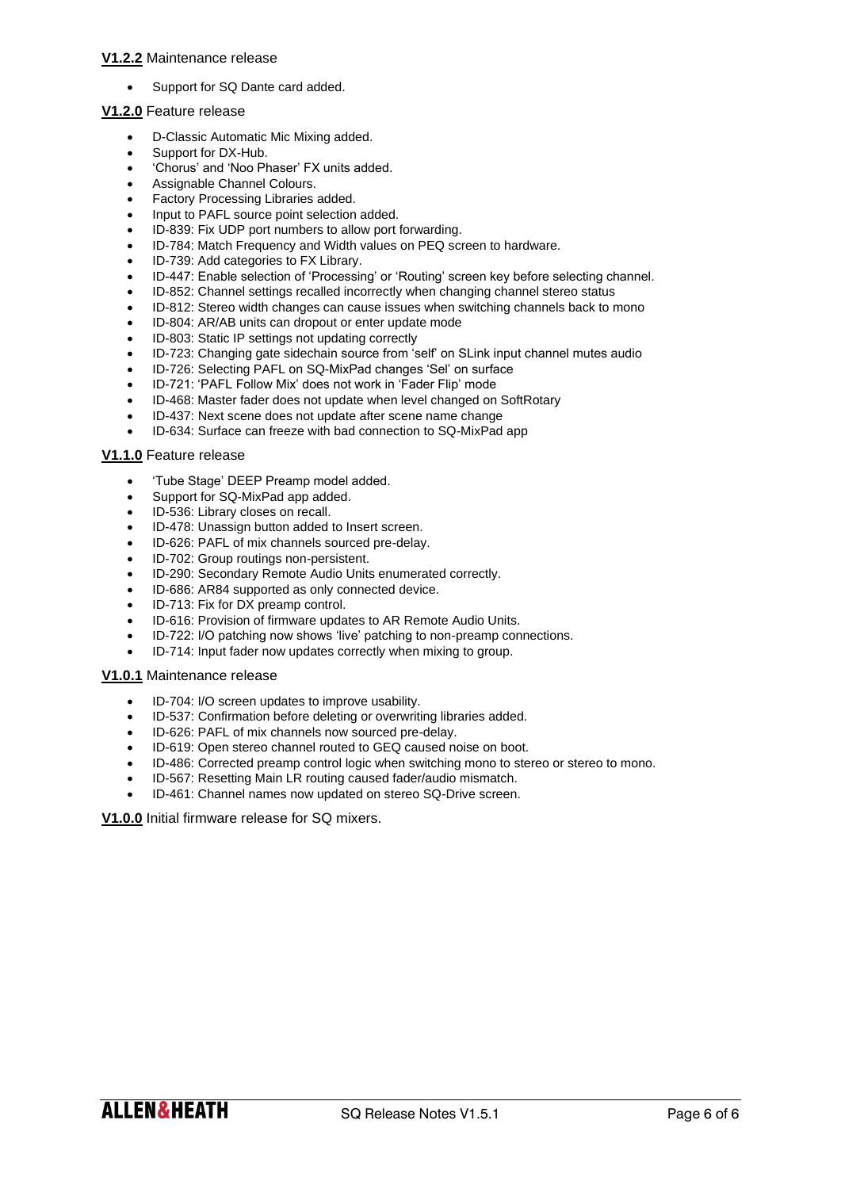**V1.2.2** Maintenance release

- Support for SQ Dante card added.

**V1.2.0** Feature release

- D-Classic Automatic Mic Mixing added.
- Support for DX-Hub.
- 'Chorus' and 'Noo Phaser' FX units added.
- Assignable Channel Colours.
- Factory Processing Libraries added.
- Input to PAFL source point selection added.
- ID-839: Fix UDP port numbers to allow port forwarding.
- ID-784: Match Frequency and Width values on PEQ screen to hardware.
- ID-739: Add categories to FX Library.
- ID-447: Enable selection of 'Processing' or 'Routing' screen key before selecting channel.
- ID-852: Channel settings recalled incorrectly when changing channel stereo status
- ID-812: Stereo width changes can cause issues when switching channels back to mono
- ID-804: AR/AB units can dropout or enter update mode
- ID-803: Static IP settings not updating correctly
- ID-723: Changing gate sidechain source from 'self' on SLink input channel mutes audio
- ID-726: Selecting PAFL on SQ-MixPad changes 'Sel' on surface
- ID-721: 'PAFL Follow Mix' does not work in 'Fader Flip' mode
- ID-468: Master fader does not update when level changed on SoftRotary
- ID-437: Next scene does not update after scene name change
- ID-634: Surface can freeze with bad connection to SQ-MixPad app

**V1.1.0** Feature release

- 'Tube Stage' DEEP Preamp model added.
- Support for SQ-MixPad app added.
- ID-536: Library closes on recall.
- ID-478: Unassign button added to Insert screen.
- ID-626: PAFL of mix channels sourced pre-delay.
- ID-702: Group routings non-persistent.
- ID-290: Secondary Remote Audio Units enumerated correctly.
- ID-686: AR84 supported as only connected device.
- ID-713: Fix for DX preamp control.
- ID-616: Provision of firmware updates to AR Remote Audio Units.
- ID-722: I/O patching now shows 'live' patching to non-preamp connections.
- ID-714: Input fader now updates correctly when mixing to group.

**V1.0.1** Maintenance release

- ID-704: I/O screen updates to improve usability.
- ID-537: Confirmation before deleting or overwriting libraries added.
- ID-626: PAFL of mix channels now sourced pre-delay.
- ID-619: Open stereo channel routed to GEQ caused noise on boot.
- ID-486: Corrected preamp control logic when switching mono to stereo or stereo to mono.
- ID-567: Resetting Main LR routing caused fader/audio mismatch.
- ID-461: Channel names now updated on stereo SQ-Drive screen.

**V1.0.0** Initial firmware release for SQ mixers.